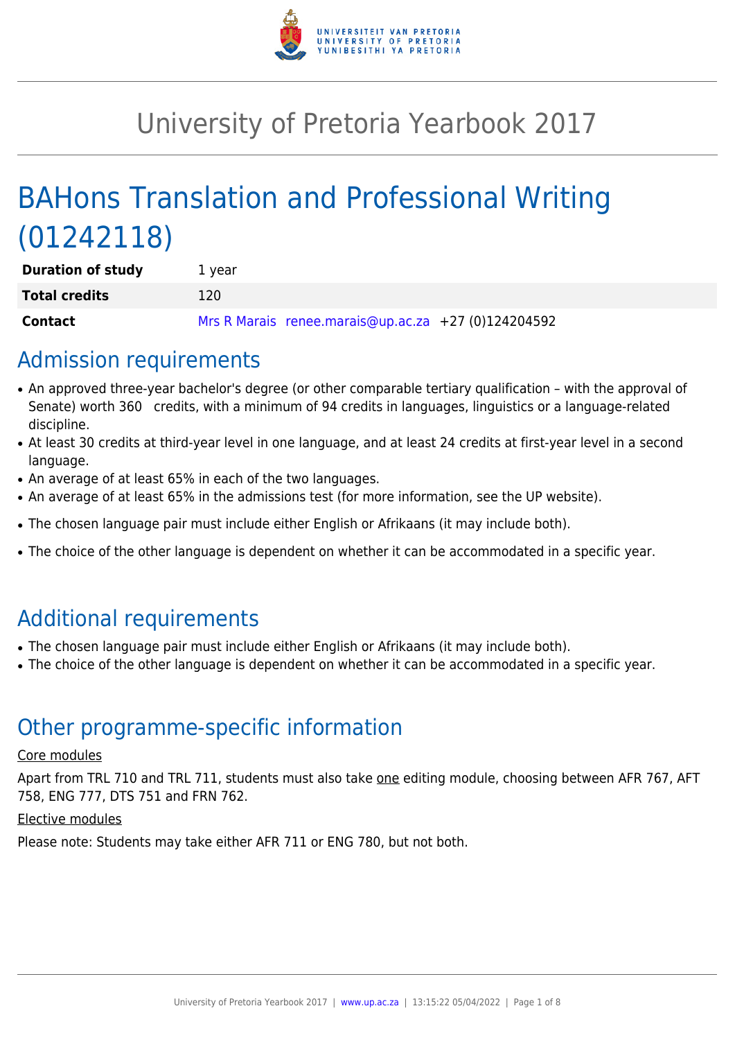# University of Pretoria Yearbook 2017

# BAHons Translation and Professional Writing (01242118)

| | |
|---|---|
| **Duration of study** | 1 year |
| **Total credits** | 120 |
| **Contact** | Mrs R Marais renee.marais@up.ac.za +27 (0)124204592 |

## Admission requirements

- An approved three-year bachelor's degree (or other comparable tertiary qualification – with the approval of Senate) worth 360 credits, with a minimum of 94 credits in languages, linguistics or a language-related discipline.
- At least 30 credits at third-year level in one language, and at least 24 credits at first-year level in a second language.
- An average of at least 65% in each of the two languages.
- An average of at least 65% in the admissions test (for more information, see the UP website).
- The chosen language pair must include either English or Afrikaans (it may include both).
- The choice of the other language is dependent on whether it can be accommodated in a specific year.

## Additional requirements

- The chosen language pair must include either English or Afrikaans (it may include both).
- The choice of the other language is dependent on whether it can be accommodated in a specific year.

## Other programme-specific information

Core modules

Apart from TRL 710 and TRL 711, students must also take one editing module, choosing between AFR 767, AFT 758, ENG 777, DTS 751 and FRN 762.

Elective modules

Please note: Students may take either AFR 711 or ENG 780, but not both.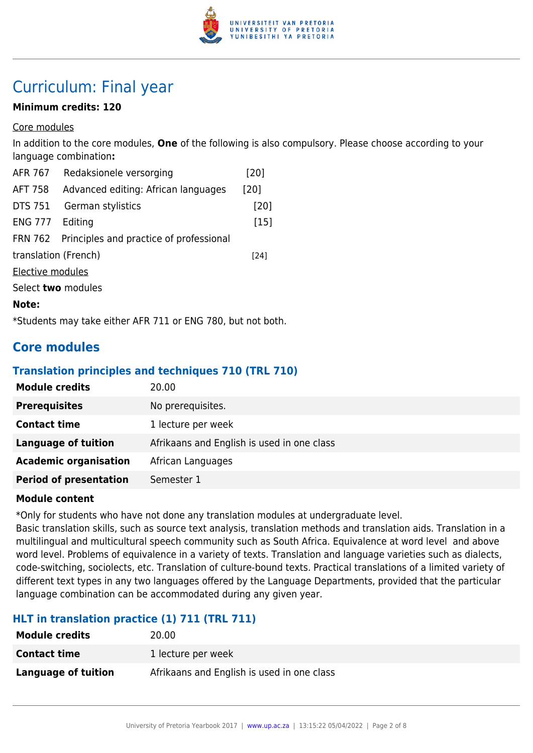# Curriculum: Final year

**Minimum credits: 120**

Core modules

In addition to the core modules, **One** of the following is also compulsory. Please choose according to your language combination**:**

AFR 767 Redaksionele versorging [20]

AFT 758 Advanced editing: African languages [20]

DTS 751 German stylistics [20]

ENG 777 Editing [15]

FRN 762 Principles and practice of professional translation (French) [24]

Elective modules

Select **two** modules

**Note:**

*Students may take either AFR 711 or ENG 780, but not both.

## Core modules

### Translation principles and techniques 710 (TRL 710)

| **Module credits** | 20.00 |
|---|---|
| **Prerequisites** | No prerequisites. |
| **Contact time** | 1 lecture per week |
| **Language of tuition** | Afrikaans and English is used in one class |
| **Academic organisation** | African Languages |
| **Period of presentation** | Semester 1 |

**Module content**

*Only for students who have not done any translation modules at undergraduate level.
Basic translation skills, such as source text analysis, translation methods and translation aids. Translation in a multilingual and multicultural speech community such as South Africa. Equivalence at word level and above word level. Problems of equivalence in a variety of texts. Translation and language varieties such as dialects, code-switching, sociolects, etc. Translation of culture-bound texts. Practical translations of a limited variety of different text types in any two languages offered by the Language Departments, provided that the particular language combination can be accommodated during any given year.

### HLT in translation practice (1) 711 (TRL 711)

| **Module credits** | 20.00 |
|---|---|
| **Contact time** | 1 lecture per week |
| **Language of tuition** | Afrikaans and English is used in one class |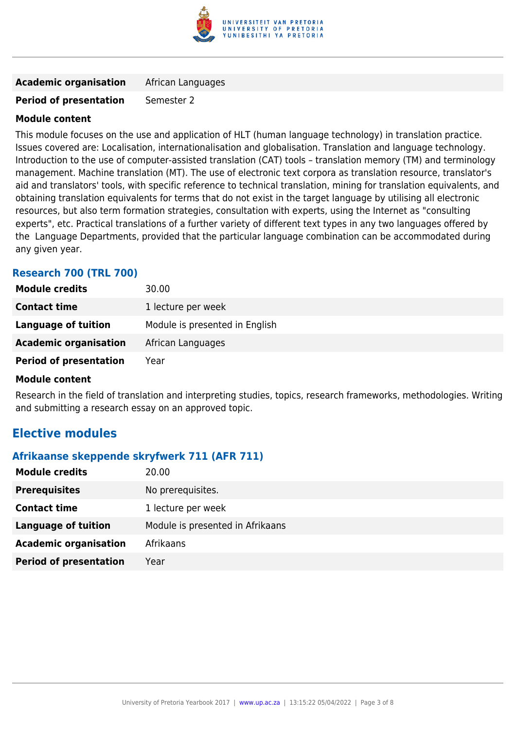| | |
|---|---|
| **Academic organisation** | African Languages |
| **Period of presentation** | Semester 2 |

**Module content**

This module focuses on the use and application of HLT (human language technology) in translation practice. Issues covered are: Localisation, internationalisation and globalisation. Translation and language technology. Introduction to the use of computer-assisted translation (CAT) tools – translation memory (TM) and terminology management. Machine translation (MT). The use of electronic text corpora as translation resource, translator's aid and translators' tools, with specific reference to technical translation, mining for translation equivalents, and obtaining translation equivalents for terms that do not exist in the target language by utilising all electronic resources, but also term formation strategies, consultation with experts, using the Internet as "consulting experts", etc. Practical translations of a further variety of different text types in any two languages offered by the Language Departments, provided that the particular language combination can be accommodated during any given year.

### Research 700 (TRL 700)

| | |
|---|---|
| **Module credits** | 30.00 |
| **Contact time** | 1 lecture per week |
| **Language of tuition** | Module is presented in English |
| **Academic organisation** | African Languages |
| **Period of presentation** | Year |

**Module content**

Research in the field of translation and interpreting studies, topics, research frameworks, methodologies. Writing and submitting a research essay on an approved topic.

## Elective modules

### Afrikaanse skeppende skryfwerk 711 (AFR 711)

| | |
|---|---|
| **Module credits** | 20.00 |
| **Prerequisites** | No prerequisites. |
| **Contact time** | 1 lecture per week |
| **Language of tuition** | Module is presented in Afrikaans |
| **Academic organisation** | Afrikaans |
| **Period of presentation** | Year |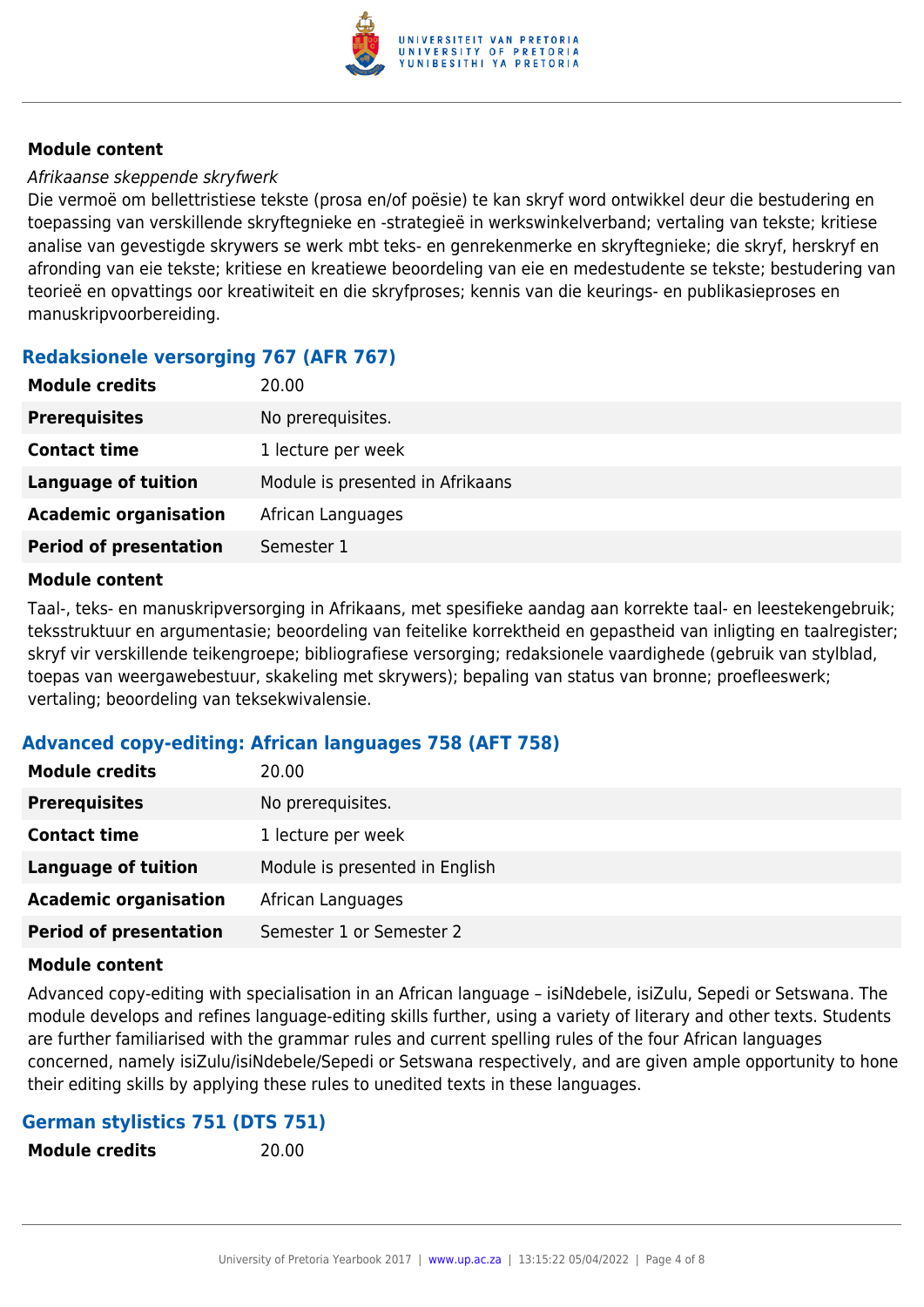#### Module content

*Afrikaanse skeppende skryfwerk*

Die vermoë om bellettristiese tekste (prosa en/of poësie) te kan skryf word ontwikkel deur die bestudering en toepassing van verskillende skryftegnieke en -strategieë in werkswinkelverband; vertaling van tekste; kritiese analise van gevestigde skrywers se werk mbt teks- en genrekenmerke en skryftegnieke; die skryf, herskryf en afronding van eie tekste; kritiese en kreatiewe beoordeling van eie en medestudente se tekste; bestudering van teorieë en opvattings oor kreatiwiteit en die skryfproses; kennis van die keurings- en publikasieproses en manuskripvoorbereiding.

### Redaksionele versorging 767 (AFR 767)

| | |
|---|---|
| **Module credits** | 20.00 |
| **Prerequisites** | No prerequisites. |
| **Contact time** | 1 lecture per week |
| **Language of tuition** | Module is presented in Afrikaans |
| **Academic organisation** | African Languages |
| **Period of presentation** | Semester 1 |

#### Module content

Taal-, teks- en manuskripversorging in Afrikaans, met spesifieke aandag aan korrekte taal- en leestekengebruik; teksstruktuur en argumentasie; beoordeling van feitelike korrektheid en gepastheid van inligting en taalregister; skryf vir verskillende teikengroepe; bibliografiese versorging; redaksionele vaardighede (gebruik van stylblad, toepas van weergawebestuur, skakeling met skrywers); bepaling van status van bronne; proefleeswerk; vertaling; beoordeling van teksekwivalensie.

### Advanced copy-editing: African languages 758 (AFT 758)

| | |
|---|---|
| **Module credits** | 20.00 |
| **Prerequisites** | No prerequisites. |
| **Contact time** | 1 lecture per week |
| **Language of tuition** | Module is presented in English |
| **Academic organisation** | African Languages |
| **Period of presentation** | Semester 1 or Semester 2 |

#### Module content

Advanced copy-editing with specialisation in an African language – isiNdebele, isiZulu, Sepedi or Setswana. The module develops and refines language-editing skills further, using a variety of literary and other texts. Students are further familiarised with the grammar rules and current spelling rules of the four African languages concerned, namely isiZulu/isiNdebele/Sepedi or Setswana respectively, and are given ample opportunity to hone their editing skills by applying these rules to unedited texts in these languages.

### German stylistics 751 (DTS 751)

| | |
|---|---|
| **Module credits** | 20.00 |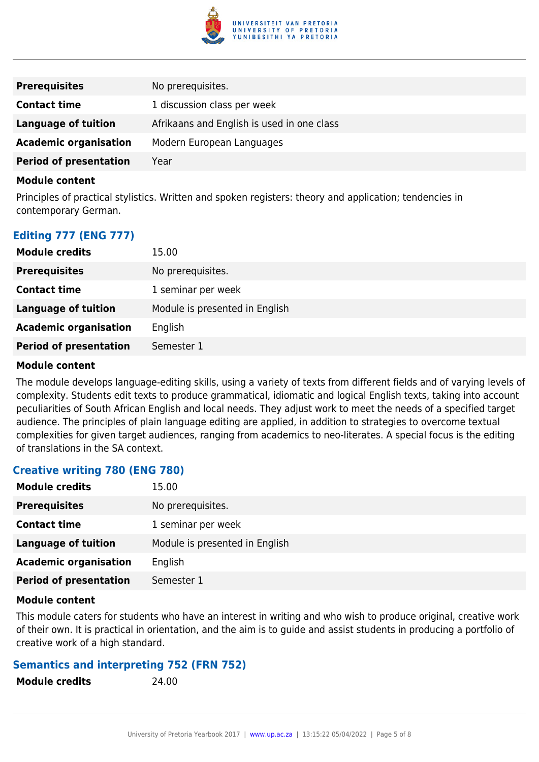| | |
|---|---|
| **Prerequisites** | No prerequisites. |
| **Contact time** | 1 discussion class per week |
| **Language of tuition** | Afrikaans and English is used in one class |
| **Academic organisation** | Modern European Languages |
| **Period of presentation** | Year |

**Module content**

Principles of practical stylistics. Written and spoken registers: theory and application; tendencies in contemporary German.

### Editing 777 (ENG 777)

| | |
|---|---|
| **Module credits** | 15.00 |
| **Prerequisites** | No prerequisites. |
| **Contact time** | 1 seminar per week |
| **Language of tuition** | Module is presented in English |
| **Academic organisation** | English |
| **Period of presentation** | Semester 1 |

**Module content**

The module develops language-editing skills, using a variety of texts from different fields and of varying levels of complexity. Students edit texts to produce grammatical, idiomatic and logical English texts, taking into account peculiarities of South African English and local needs. They adjust work to meet the needs of a specified target audience. The principles of plain language editing are applied, in addition to strategies to overcome textual complexities for given target audiences, ranging from academics to neo-literates. A special focus is the editing of translations in the SA context.

### Creative writing 780 (ENG 780)

| | |
|---|---|
| **Module credits** | 15.00 |
| **Prerequisites** | No prerequisites. |
| **Contact time** | 1 seminar per week |
| **Language of tuition** | Module is presented in English |
| **Academic organisation** | English |
| **Period of presentation** | Semester 1 |

**Module content**

This module caters for students who have an interest in writing and who wish to produce original, creative work of their own. It is practical in orientation, and the aim is to guide and assist students in producing a portfolio of creative work of a high standard.

### Semantics and interpreting 752 (FRN 752)

| | |
|---|---|
| **Module credits** | 24.00 |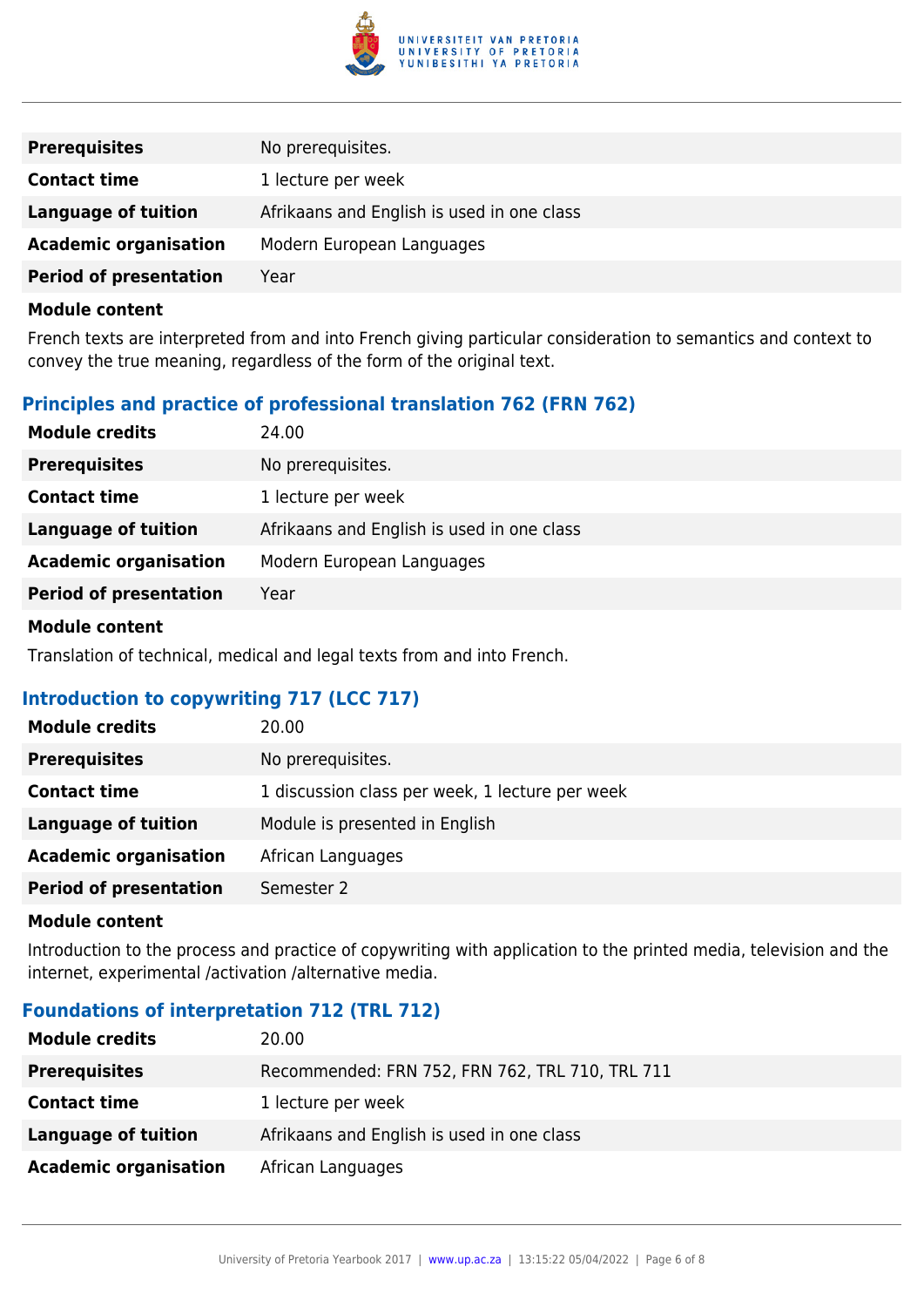| | |
|---|---|
| **Prerequisites** | No prerequisites. |
| **Contact time** | 1 lecture per week |
| **Language of tuition** | Afrikaans and English is used in one class |
| **Academic organisation** | Modern European Languages |
| **Period of presentation** | Year |

**Module content**

French texts are interpreted from and into French giving particular consideration to semantics and context to convey the true meaning, regardless of the form of the original text.

### Principles and practice of professional translation 762 (FRN 762)

| | |
|---|---|
| **Module credits** | 24.00 |
| **Prerequisites** | No prerequisites. |
| **Contact time** | 1 lecture per week |
| **Language of tuition** | Afrikaans and English is used in one class |
| **Academic organisation** | Modern European Languages |
| **Period of presentation** | Year |

**Module content**

Translation of technical, medical and legal texts from and into French.

### Introduction to copywriting 717 (LCC 717)

| | |
|---|---|
| **Module credits** | 20.00 |
| **Prerequisites** | No prerequisites. |
| **Contact time** | 1 discussion class per week, 1 lecture per week |
| **Language of tuition** | Module is presented in English |
| **Academic organisation** | African Languages |
| **Period of presentation** | Semester 2 |

**Module content**

Introduction to the process and practice of copywriting with application to the printed media, television and the internet, experimental /activation /alternative media.

### Foundations of interpretation 712 (TRL 712)

| | |
|---|---|
| **Module credits** | 20.00 |
| **Prerequisites** | Recommended: FRN 752, FRN 762, TRL 710, TRL 711 |
| **Contact time** | 1 lecture per week |
| **Language of tuition** | Afrikaans and English is used in one class |
| **Academic organisation** | African Languages |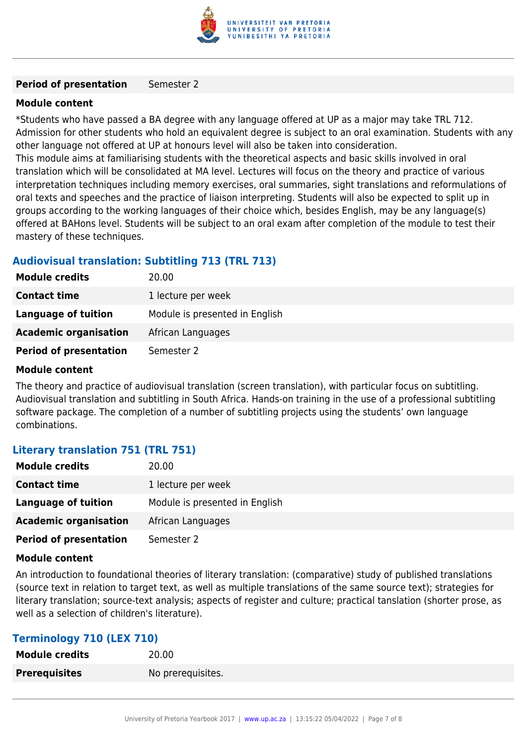| | |
|---|---|
| **Period of presentation** | Semester 2 |

**Module content**

*Students who have passed a BA degree with any language offered at UP as a major may take TRL 712. Admission for other students who hold an equivalent degree is subject to an oral examination. Students with any other language not offered at UP at honours level will also be taken into consideration.
This module aims at familiarising students with the theoretical aspects and basic skills involved in oral translation which will be consolidated at MA level. Lectures will focus on the theory and practice of various interpretation techniques including memory exercises, oral summaries, sight translations and reformulations of oral texts and speeches and the practice of liaison interpreting. Students will also be expected to split up in groups according to the working languages of their choice which, besides English, may be any language(s) offered at BAHons level. Students will be subject to an oral exam after completion of the module to test their mastery of these techniques.

### Audiovisual translation: Subtitling 713 (TRL 713)

| | |
|---|---|
| **Module credits** | 20.00 |
| **Contact time** | 1 lecture per week |
| **Language of tuition** | Module is presented in English |
| **Academic organisation** | African Languages |
| **Period of presentation** | Semester 2 |

**Module content**

The theory and practice of audiovisual translation (screen translation), with particular focus on subtitling. Audiovisual translation and subtitling in South Africa. Hands-on training in the use of a professional subtitling software package. The completion of a number of subtitling projects using the students' own language combinations.

### Literary translation 751 (TRL 751)

| | |
|---|---|
| **Module credits** | 20.00 |
| **Contact time** | 1 lecture per week |
| **Language of tuition** | Module is presented in English |
| **Academic organisation** | African Languages |
| **Period of presentation** | Semester 2 |

**Module content**

An introduction to foundational theories of literary translation: (comparative) study of published translations (source text in relation to target text, as well as multiple translations of the same source text); strategies for literary translation; source-text analysis; aspects of register and culture; practical tanslation (shorter prose, as well as a selection of children's literature).

### Terminology 710 (LEX 710)

| | |
|---|---|
| **Module credits** | 20.00 |
| **Prerequisites** | No prerequisites. |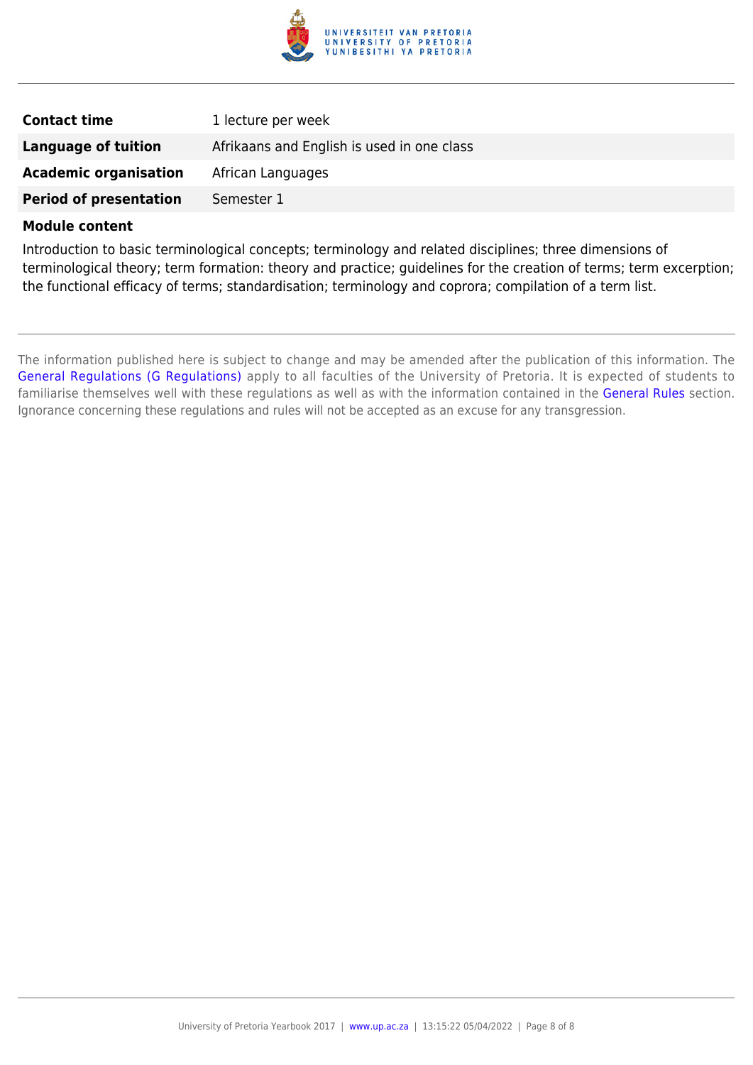| | |
|---|---|
| **Contact time** | 1 lecture per week |
| **Language of tuition** | Afrikaans and English is used in one class |
| **Academic organisation** | African Languages |
| **Period of presentation** | Semester 1 |

**Module content**

Introduction to basic terminological concepts; terminology and related disciplines; three dimensions of terminological theory; term formation: theory and practice; guidelines for the creation of terms; term excerption; the functional efficacy of terms; standardisation; terminology and coprora; compilation of a term list.

The information published here is subject to change and may be amended after the publication of this information. The General Regulations (G Regulations) apply to all faculties of the University of Pretoria. It is expected of students to familiarise themselves well with these regulations as well as with the information contained in the General Rules section. Ignorance concerning these regulations and rules will not be accepted as an excuse for any transgression.